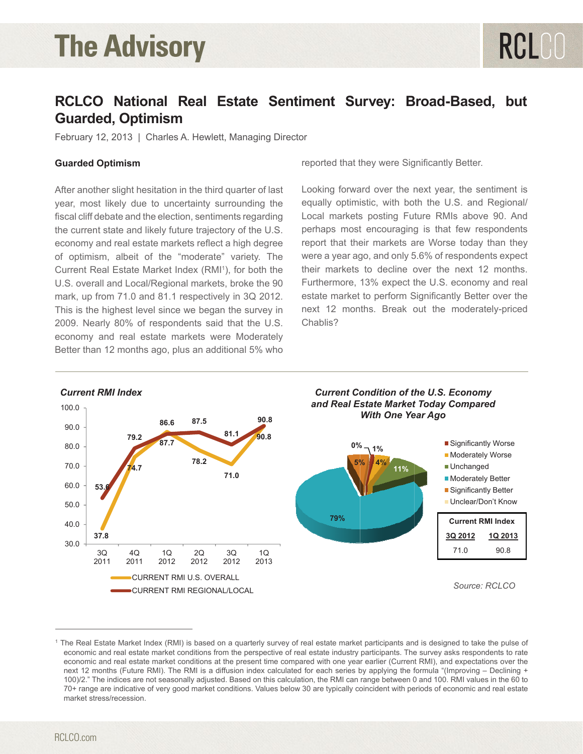# The Advisory

## RCLCO National Real Estate Sentiment Survey: Broad-Based, but Guarded, Optimism

February 12, 2013 | Charles A. Hewlett, Managing Director

### Guarded Optimism

After another slight hesitation in the third quarter of last year, most likely due to uncertainty surrounding the fiscal cliff debate and the election, sentiments regarding the current state and likely future trajectory of the U.S. economy and real estate markets reflect a high degree of optimism, albeit of the "moderate" variety. The Current Real Estate Market Index (RMI[1]), for both the U.S. overall and Local/Regional markets, broke the 90 mark, up from 71.0 and 81.1 respectively in 3Q 2012. This is the highest level since we began the survey in 2009. Nearly 80% of respondents said that the U.S. economy and real estate markets were Moderately Better than 12 months ago, plus an additional 5% who reported that they were Significantly Better.

Looking forward over the next year, the sentiment is equally optimistic, with both the U.S. and Regional/Local markets posting Future RMIs above 90. And perhaps most encouraging is that few respondents report that their markets are Worse today than they were a year ago, and only 5.6% of respondents expect their markets to decline over the next 12 months. Furthermore, 13% expect the U.S. economy and real estate market to perform Significantly Better over the next 12 months. Break out the moderately-priced Chablis?

**Current RMI Index**

| | 3Q 2011 | 4Q 2011 | 1Q 2012 | 2Q 2012 | 3Q 2012 | 1Q 2013 |
|---|---|---|---|---|---|---|
| CURRENT RMI U.S. OVERALL | 37.8 | 74.7 | 87.7 | 78.2 | 71.0 | 90.8 |
| CURRENT RMI REGIONAL/LOCAL | 53.6 | 79.2 | 86.6 | 87.5 | 81.1 | 90.8 |

**Current Condition of the U.S. Economy and Real Estate Market Today Compared With One Year Ago**

| Response | Share |
|---|---|
| Significantly Worse | 1% |
| Moderately Worse | 4% |
| Unchanged | 11% |
| Moderately Better | 79% |
| Significantly Better | 5% |
| Unclear/Don't Know | 0% |

| Current RMI Index | |
|---|---|
| 3Q 2012 | 1Q 2013 |
| 71.0 | 90.8 |

*Source: RCLCO*

[1] The Real Estate Market Index (RMI) is based on a quarterly survey of real estate market participants and is designed to take the pulse of economic and real estate market conditions from the perspective of real estate industry participants. The survey asks respondents to rate economic and real estate market conditions at the present time compared with one year earlier (Current RMI), and expectations over the next 12 months (Future RMI). The RMI is a diffusion index calculated for each series by applying the formula "(Improving – Declining + 100)/2." The indices are not seasonally adjusted. Based on this calculation, the RMI can range between 0 and 100. RMI values in the 60 to 70+ range are indicative of very good market conditions. Values below 30 are typically coincident with periods of economic and real estate market stress/recession.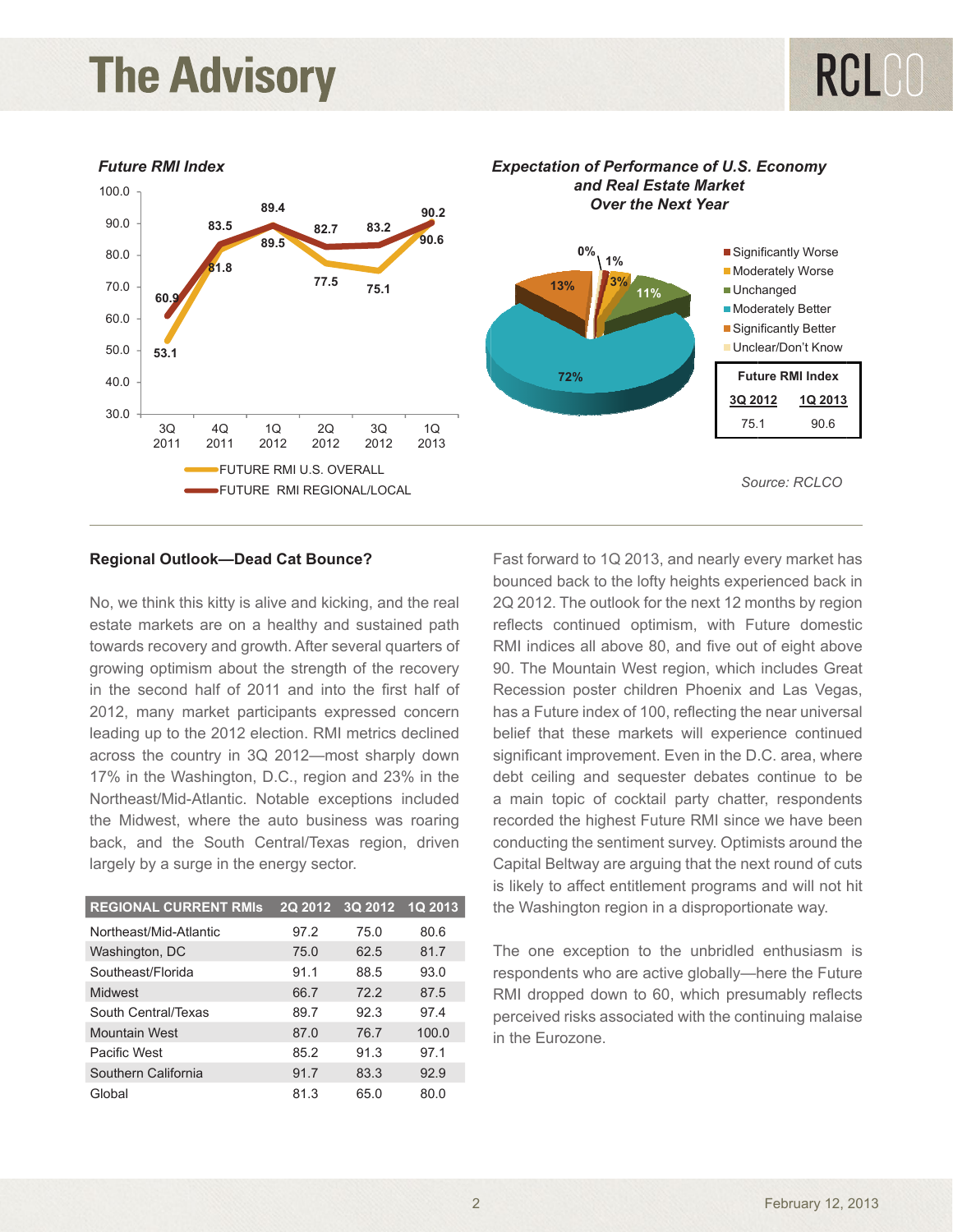*Future RMI Index*

| | 3Q 2011 | 4Q 2011 | 1Q 2012 | 2Q 2012 | 3Q 2012 | 1Q 2013 |
|---|---|---|---|---|---|---|
| FUTURE RMI U.S. OVERALL | 53.1 | 81.8 | 89.5 | 77.5 | 75.1 | 90.6 |
| FUTURE RMI REGIONAL/LOCAL | 60.9 | 83.5 | 89.4 | 82.7 | 83.2 | 90.2 |

*Expectation of Performance of U.S. Economy and Real Estate Market Over the Next Year*

- Significantly Worse: 1%
- Moderately Worse: 3%
- Unchanged: 11%
- Moderately Better: 72%
- Significantly Better: 13%
- Unclear/Don't Know: 0%

| Future RMI Index | |
|---|---|
| 3Q 2012 | 1Q 2013 |
| 75.1 | 90.6 |

Source: RCLCO

**Regional Outlook—Dead Cat Bounce?**

No, we think this kitty is alive and kicking, and the real estate markets are on a healthy and sustained path towards recovery and growth. After several quarters of growing optimism about the strength of the recovery in the second half of 2011 and into the first half of 2012, many market participants expressed concern leading up to the 2012 election. RMI metrics declined across the country in 3Q 2012—most sharply down 17% in the Washington, D.C., region and 23% in the Northeast/Mid-Atlantic. Notable exceptions included the Midwest, where the auto business was roaring back, and the South Central/Texas region, driven largely by a surge in the energy sector.

| REGIONAL CURRENT RMIs | 2Q 2012 | 3Q 2012 | 1Q 2013 |
|---|---|---|---|
| Northeast/Mid-Atlantic | 97.2 | 75.0 | 80.6 |
| Washington, DC | 75.0 | 62.5 | 81.7 |
| Southeast/Florida | 91.1 | 88.5 | 93.0 |
| Midwest | 66.7 | 72.2 | 87.5 |
| South Central/Texas | 89.7 | 92.3 | 97.4 |
| Mountain West | 87.0 | 76.7 | 100.0 |
| Pacific West | 85.2 | 91.3 | 97.1 |
| Southern California | 91.7 | 83.3 | 92.9 |
| Global | 81.3 | 65.0 | 80.0 |

Fast forward to 1Q 2013, and nearly every market has bounced back to the lofty heights experienced back in 2Q 2012. The outlook for the next 12 months by region reflects continued optimism, with Future domestic RMI indices all above 80, and five out of eight above 90. The Mountain West region, which includes Great Recession poster children Phoenix and Las Vegas, has a Future index of 100, reflecting the near universal belief that these markets will experience continued significant improvement. Even in the D.C. area, where debt ceiling and sequester debates continue to be a main topic of cocktail party chatter, respondents recorded the highest Future RMI since we have been conducting the sentiment survey. Optimists around the Capital Beltway are arguing that the next round of cuts is likely to affect entitlement programs and will not hit the Washington region in a disproportionate way.

The one exception to the unbridled enthusiasm is respondents who are active globally—here the Future RMI dropped down to 60, which presumably reflects perceived risks associated with the continuing malaise in the Eurozone.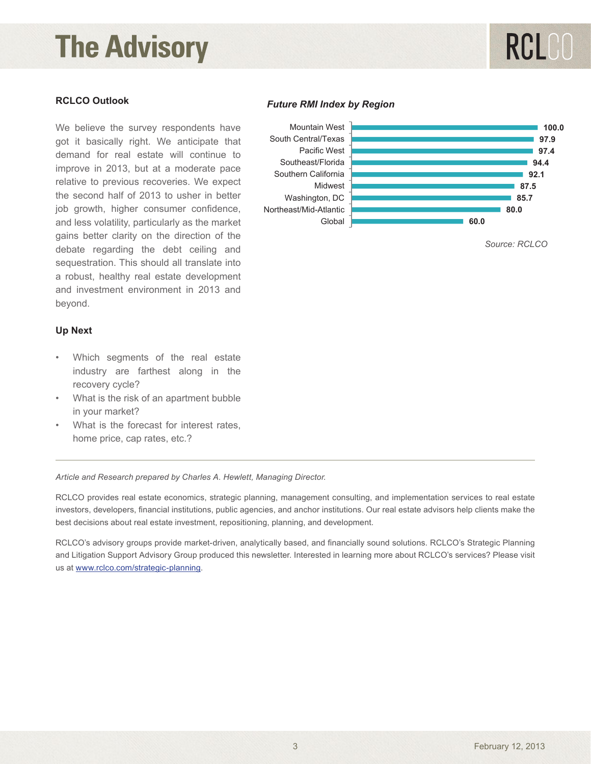### RCLCO Outlook

We believe the survey respondents have got it basically right. We anticipate that demand for real estate will continue to improve in 2013, but at a moderate pace relative to previous recoveries. We expect the second half of 2013 to usher in better job growth, higher consumer confidence, and less volatility, particularly as the market gains better clarity on the direction of the debate regarding the debt ceiling and sequestration. This should all translate into a robust, healthy real estate development and investment environment in 2013 and beyond.

### Up Next

- Which segments of the real estate industry are farthest along in the recovery cycle?
- What is the risk of an apartment bubble in your market?
- What is the forecast for interest rates, home price, cap rates, etc.?

***Future RMI Index by Region***

Mountain West 100.0
South Central/Texas 97.9
Pacific West 97.4
Southeast/Florida 94.4
Southern California 92.1
Midwest 87.5
Washington, DC 85.7
Northeast/Mid-Atlantic 80.0
Global 60.0

*Source: RCLCO*

---

*Article and Research prepared by Charles A. Hewlett, Managing Director.*

RCLCO provides real estate economics, strategic planning, management consulting, and implementation services to real estate investors, developers, financial institutions, public agencies, and anchor institutions. Our real estate advisors help clients make the best decisions about real estate investment, repositioning, planning, and development.

RCLCO's advisory groups provide market-driven, analytically based, and financially sound solutions. RCLCO's Strategic Planning and Litigation Support Advisory Group produced this newsletter. Interested in learning more about RCLCO's services? Please visit us at [www.rclco.com/strategic-planning](http://www.rclco.com/strategic-planning).